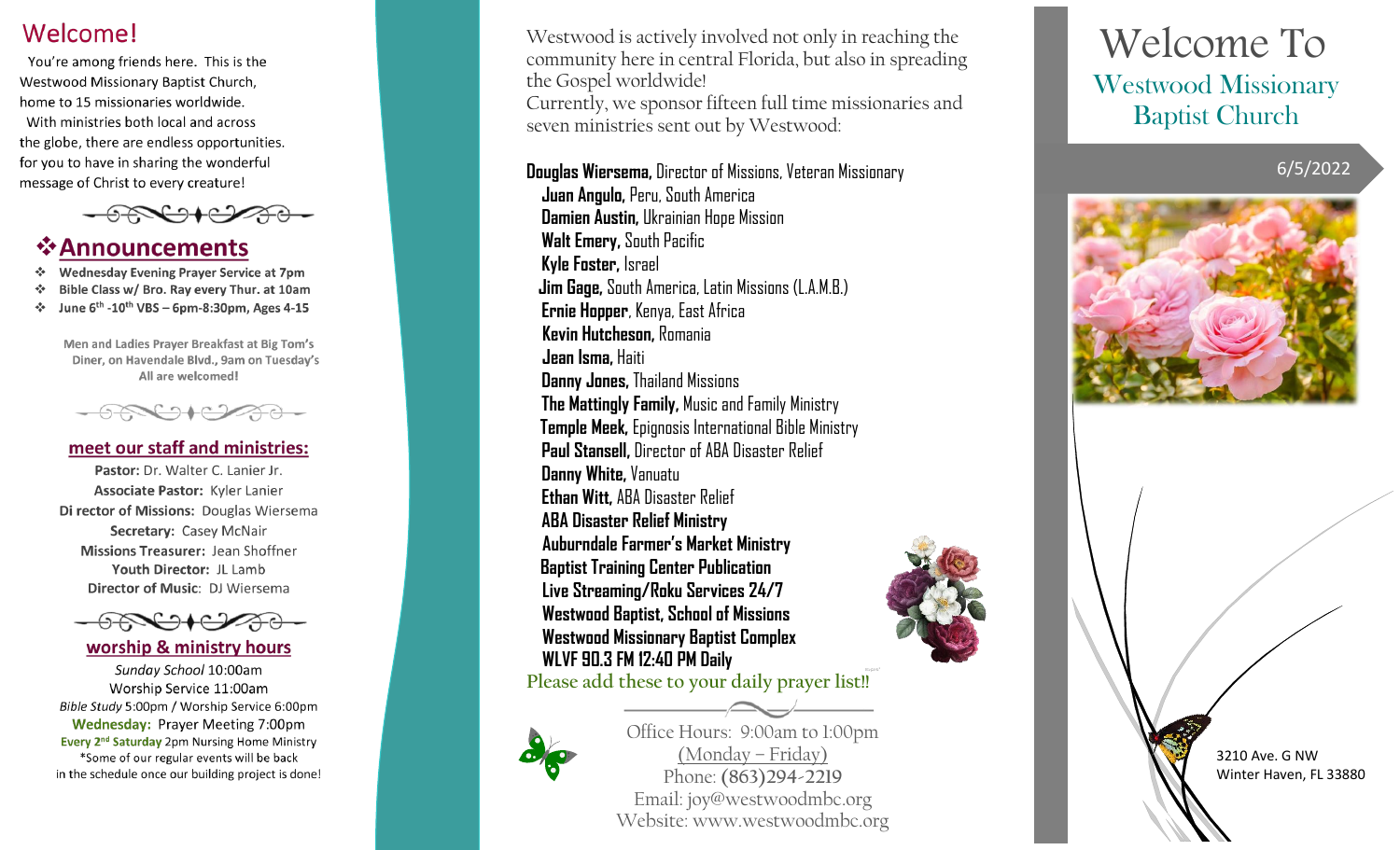# Welcome!

You're among friends here. This is the Westwood Missionary Baptist Church, home to 15 missionaries worldwide.
With ministries both local and across the globe, there are endless opportunities for you to have in sharing the wonderful message of Christ to every creature!

## ❖Announcements

- Wednesday Evening Prayer Service at 7pm
- Bible Class w/ Bro. Ray every Thur. at 10am
- June 6th -10th VBS – 6pm-8:30pm, Ages 4-15

Men and Ladies Prayer Breakfast at Big Tom's Diner, on Havendale Blvd., 9am on Tuesday's
All are welcomed!

## meet our staff and ministries:

**Pastor:** Dr. Walter C. Lanier Jr.
**Associate Pastor:** Kyler Lanier
**Director of Missions:** Douglas Wiersema
**Secretary:** Casey McNair
**Missions Treasurer:** Jean Shoffner
**Youth Director:** JL Lamb
**Director of Music:** DJ Wiersema

## worship & ministry hours

*Sunday School* 10:00am
Worship Service 11:00am
*Bible Study* 5:00pm / Worship Service 6:00pm
**Wednesday:** Prayer Meeting 7:00pm
**Every 2nd Saturday** 2pm Nursing Home Ministry
*Some of our regular events will be back in the schedule once our building project is done!

Westwood is actively involved not only in reaching the community here in central Florida, but also in spreading the Gospel worldwide!
Currently, we sponsor fifteen full time missionaries and seven ministries sent out by Westwood:

**Douglas Wiersema,** Director of Missions, Veteran Missionary
**Juan Angulo,** Peru, South America
**Damien Austin,** Ukrainian Hope Mission
**Walt Emery,** South Pacific
**Kyle Foster,** Israel
**Jim Gage,** South America, Latin Missions (L.A.M.B.)
**Ernie Hopper**, Kenya, East Africa
**Kevin Hutcheson,** Romania
**Jean Isma,** Haiti
**Danny Jones,** Thailand Missions
**The Mattingly Family,** Music and Family Ministry
**Temple Meek,** Epignosis International Bible Ministry
**Paul Stansell,** Director of ABA Disaster Relief
**Danny White,** Vanuatu
**Ethan Witt,** ABA Disaster Relief
**ABA Disaster Relief Ministry**
**Auburndale Farmer's Market Ministry**
**Baptist Training Center Publication**
**Live Streaming/Roku Services 24/7**
**Westwood Baptist, School of Missions**
**Westwood Missionary Baptist Complex**
**WLVF 90.3 FM 12:40 PM Daily**

Please add these to your daily prayer list!!

Office Hours: 9:00am to 1:00pm
(Monday – Friday)
Phone: (863)294-2219
Email: joy@westwoodmbc.org
Website: www.westwoodmbc.org

# Welcome To
## Westwood Missionary Baptist Church

6/5/2022

3210 Ave. G NW
Winter Haven, FL 33880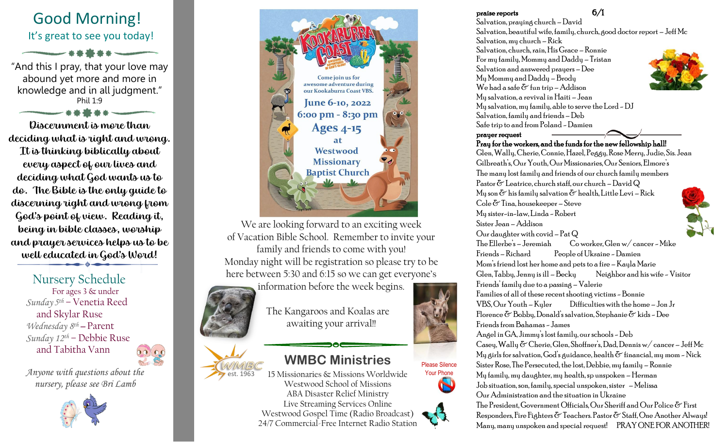# Good Morning!

It's great to see you today!

"And this I pray, that your love may abound yet more and more in knowledge and in all judgment."
Phil 1:9

**Discernment is more than deciding what is right and wrong. It is thinking biblically about every aspect of our lives and deciding what God wants us to do. The Bible is the only guide to discerning right and wrong from God's point of view. Reading it, being in bible classes, worship and prayer services helps us to be well educated in God's Word!**

## Nursery Schedule

For ages 3 & under

*Sunday 5th* – Venetia Reed and Skylar Ruse
*Wednesday 8th* – Parent
*Sunday 12th* – Debbie Ruse and Tabitha Vann

*Anyone with questions about the nursery, please see Bri Lamb*

---

KOOKABURRA COAST

Come join us for awesome adventure during our Kookaburra Coast VBS.

**June 6-10, 2022**
**6:00 pm - 8:30 pm**
**Ages 4-15**
**at Westwood Missionary Baptist Church**

We are looking forward to an exciting week of Vacation Bible School. Remember to invite your family and friends to come with you! Monday night will be registration so please try to be here between 5:30 and 6:15 so we can get everyone's information before the week begins.

The Kangaroos and Koalas are awaiting your arrival!!

## WMBC Ministries

WMBC est. 1963

15 Missionaries & Missions Worldwide
Westwood School of Missions
ABA Disaster Relief Ministry
Live Streaming Services Online
Westwood Gospel Time (Radio Broadcast)
24/7 Commercial-Free Internet Radio Station

Please Silence Your Phone

---

**praise reports** 6/1

Salvation, praying church – David
Salvation, beautiful wife, family, church, good doctor report – Jeff Mc
Salvation, my church – Rick
Salvation, church, rain, His Grace – Ronnie
For my family, Mommy and Daddy – Tristan
Salvation and answered prayers – Dee
My Mommy and Daddy – Brody
We had a safe & fun trip – Addison
My salvation, a revival in Haiti – Jean
My salvation, my family, able to serve the Lord – DJ
Salvation, family and friends – Deb
Safe trip to and from Poland – Damien

**prayer request**

**Pray for the workers, and the funds for the new fellowship hall!**

Glen, Wally, Cherie, Connie, Hazel, Peggy, Rose Merry, Judie, Sis. Jean Gilbreath's, Our Youth, Our Missionaries, Our Seniors, Elmore's
The many lost family and friends of our church family members
Pastor & Leatrice, church staff, our church – David Q
My son & his family salvation & health, Little Levi – Rick
Cole & Tina, housekeeper – Steve
My sister-in-law, Linda – Robert
Sister Jean – Addison
Our daughter with covid – Pat Q
The Ellerbe's – Jeremiah
Co worker, Glen w/ cancer – Mike
Friends – Richard
People of Ukraine – Damien
Mom's friend lost her home and pets to a fire – Kayla Marie
Glen, Tabby, Jenny is ill – Becky
Neighbor and his wife – Visitor
Friends' family due to a passing – Valerie
Families of all of these recent shooting victims – Bonnie
VBS, Our Youth – Kyler
Difficulties with the home – Jon Jr
Florence & Bobby, Donald's salvation, Stephanie & kids – Dee
Friends from Bahamas – James
Angel in GA, Jimmy's lost family, our schools – Deb
Casey, Wally & Cherie, Glen, Shoffner's, Dad, Dennis w/ cancer – Jeff Mc
My girls for salvation, God's guidance, health & financial, my mom – Nick
Sister Rose, The Persecuted, the lost, Debbie, my family – Ronnie
My family, my daughter, my health, sp unspoken – Herman
Job situation, son, family, special unspoken, sister – Melissa
Our Administration and the situation in Ukraine
The President, Government Officials, Our Sheriff and Our Police & First Responders, Fire Fighters & Teachers. Pastor & Staff, One Another Always!
Many, many unspoken and special request! PRAY ONE FOR ANOTHER!